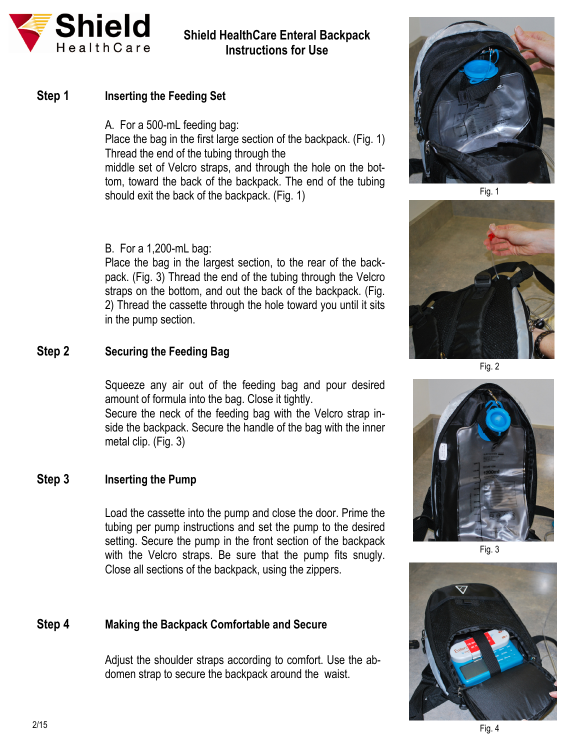# Shield HealthCare Enteral Backpack Instructions for Use

## Step 1 Inserting the Feeding Set

A. For a 500-mL feeding bag:
Place the bag in the first large section of the backpack. (Fig. 1) Thread the end of the tubing through the middle set of Velcro straps, and through the hole on the bottom, toward the back of the backpack. The end of the tubing should exit the back of the backpack. (Fig. 1)

B. For a 1,200-mL bag:
Place the bag in the largest section, to the rear of the backpack. (Fig. 3) Thread the end of the tubing through the Velcro straps on the bottom, and out the back of the backpack. (Fig. 2) Thread the cassette through the hole toward you until it sits in the pump section.

## Step 2 Securing the Feeding Bag

Squeeze any air out of the feeding bag and pour desired amount of formula into the bag. Close it tightly.
Secure the neck of the feeding bag with the Velcro strap inside the backpack. Secure the handle of the bag with the inner metal clip. (Fig. 3)

## Step 3 Inserting the Pump

Load the cassette into the pump and close the door. Prime the tubing per pump instructions and set the pump to the desired setting. Secure the pump in the front section of the backpack with the Velcro straps. Be sure that the pump fits snugly. Close all sections of the backpack, using the zippers.

## Step 4 Making the Backpack Comfortable and Secure

Adjust the shoulder straps according to comfort. Use the abdomen strap to secure the backpack around the waist.

Fig. 1

Fig. 2

Fig. 3

Fig. 4

2/15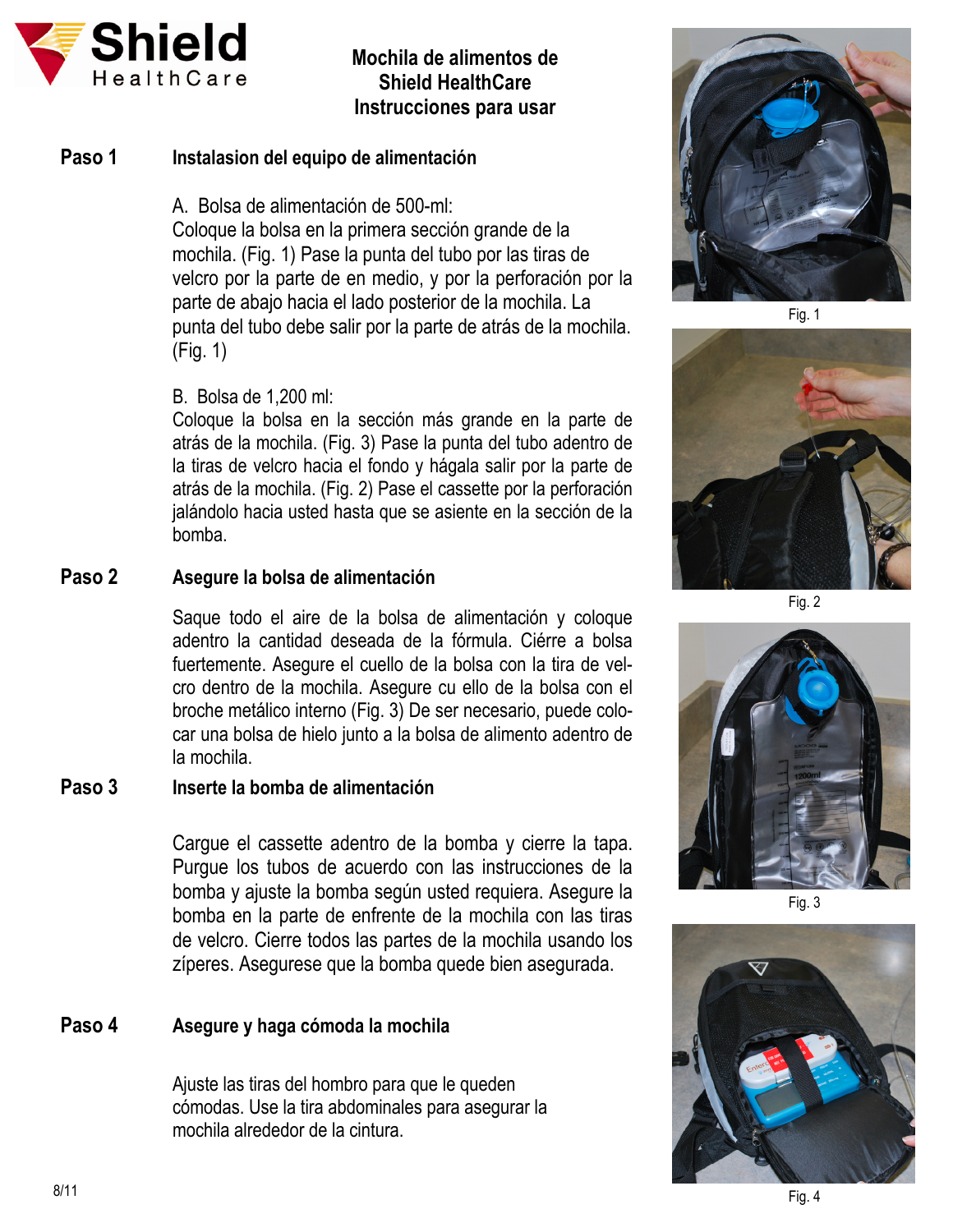# Mochila de alimentos de Shield HealthCare Instrucciones para usar

**Paso 1** **Instalasion del equipo de alimentación**

A. Bolsa de alimentación de 500-ml:
Coloque la bolsa en la primera sección grande de la mochila. (Fig. 1) Pase la punta del tubo por las tiras de velcro por la parte de en medio, y por la perforación por la parte de abajo hacia el lado posterior de la mochila. La punta del tubo debe salir por la parte de atrás de la mochila. (Fig. 1)

B. Bolsa de 1,200 ml:
Coloque la bolsa en la sección más grande en la parte de atrás de la mochila. (Fig. 3) Pase la punta del tubo adentro de la tiras de velcro hacia el fondo y hágala salir por la parte de atrás de la mochila. (Fig. 2) Pase el cassette por la perforación jalándolo hacia usted hasta que se asiente en la sección de la bomba.

**Paso 2** **Asegure la bolsa de alimentación**

Saque todo el aire de la bolsa de alimentación y coloque adentro la cantidad deseada de la fórmula. Ciérre a bolsa fuertemente. Asegure el cuello de la bolsa con la tira de velcro dentro de la mochila. Asegure cu ello de la bolsa con el broche metálico interno (Fig. 3) De ser necesario, puede colocar una bolsa de hielo junto a la bolsa de alimento adentro de la mochila.

**Paso 3** **Inserte la bomba de alimentación**

Cargue el cassette adentro de la bomba y cierre la tapa. Purgue los tubos de acuerdo con las instrucciones de la bomba y ajuste la bomba según usted requiera. Asegure la bomba en la parte de enfrente de la mochila con las tiras de velcro. Cierre todos las partes de la mochila usando los zíperes. Asegurese que la bomba quede bien asegurada.

**Paso 4** **Asegure y haga cómoda la mochila**

Ajuste las tiras del hombro para que le queden cómodas. Use la tira abdominales para asegurar la mochila alrededor de la cintura.

Fig. 1

Fig. 2

Fig. 3

Fig. 4

8/11